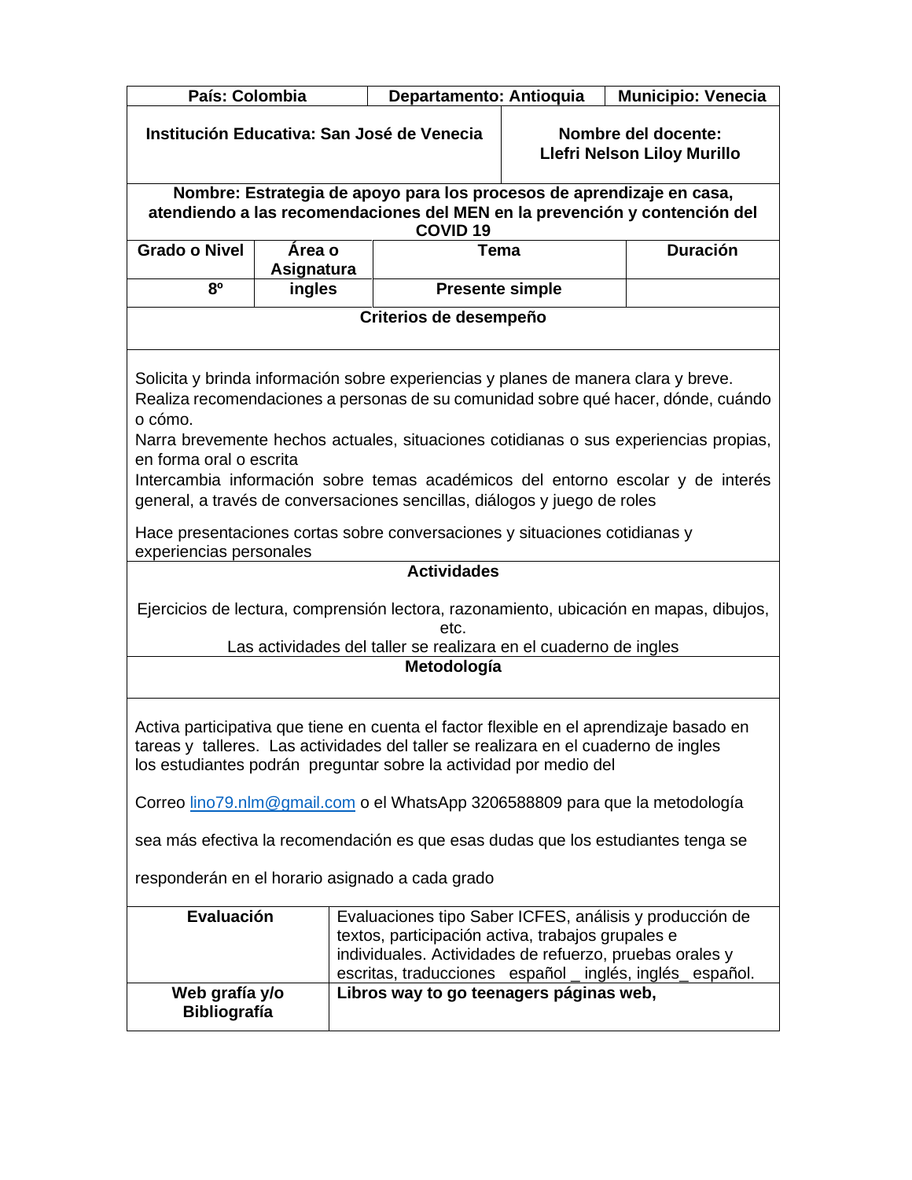| País: Colombia | Departamento: Antioquia | Municipio: Venecia |
|---|---|---|

| Institución Educativa: San José de Venecia | Nombre del docente: Llefri Nelson Liloy Murillo |
|---|---|

**Nombre: Estrategia de apoyo para los procesos de aprendizaje en casa, atendiendo a las recomendaciones del MEN en la prevención y contención del COVID 19**

| Grado o Nivel | Área o Asignatura | Tema | Duración |
|---|---|---|---|
| 8º | ingles | Presente simple | |

**Criterios de desempeño**

Solicita y brinda información sobre experiencias y planes de manera clara y breve.
Realiza recomendaciones a personas de su comunidad sobre qué hacer, dónde, cuándo o cómo.
Narra brevemente hechos actuales, situaciones cotidianas o sus experiencias propias, en forma oral o escrita
Intercambia información sobre temas académicos del entorno escolar y de interés general, a través de conversaciones sencillas, diálogos y juego de roles

Hace presentaciones cortas sobre conversaciones y situaciones cotidianas y experiencias personales

**Actividades**

Ejercicios de lectura, comprensión lectora, razonamiento, ubicación en mapas, dibujos, etc.
Las actividades del taller se realizara en el cuaderno de ingles

**Metodología**

Activa participativa que tiene en cuenta el factor flexible en el aprendizaje basado en tareas y talleres. Las actividades del taller se realizara en el cuaderno de ingles los estudiantes podrán preguntar sobre la actividad por medio del

Correo lino79.nlm@gmail.com o el WhatsApp 3206588809 para que la metodología

sea más efectiva la recomendación es que esas dudas que los estudiantes tenga se

responderán en el horario asignado a cada grado

| **Evaluación** | Evaluaciones tipo Saber ICFES, análisis y producción de textos, participación activa, trabajos grupales e individuales. Actividades de refuerzo, pruebas orales y escritas, traducciones español _ inglés, inglés_ español. |
|---|---|
| **Web grafía y/o Bibliografía** | **Libros way to go teenagers páginas web,** |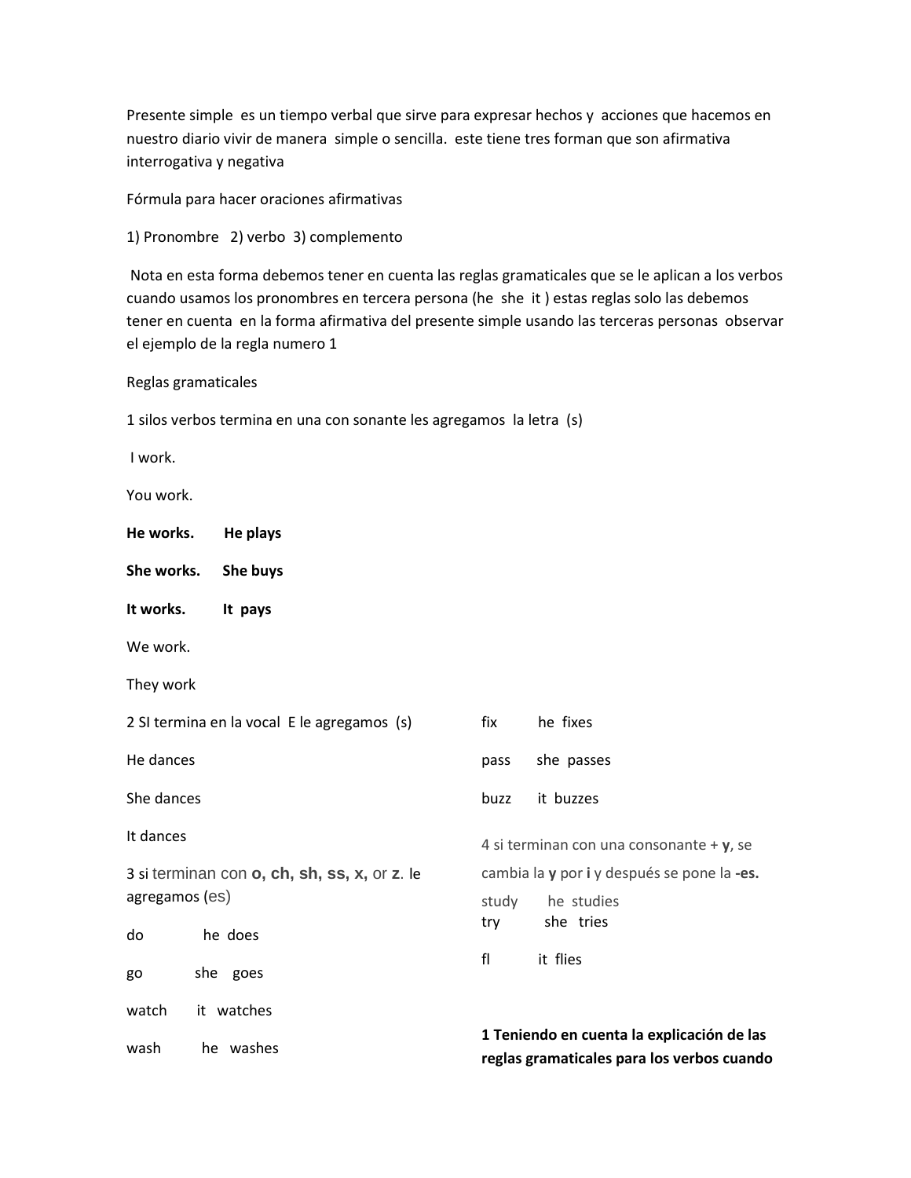Presente simple es un tiempo verbal que sirve para expresar hechos y acciones que hacemos en nuestro diario vivir de manera simple o sencilla. este tiene tres forman que son afirmativa interrogativa y negativa

Fórmula para hacer oraciones afirmativas

1) Pronombre 2) verbo 3) complemento

Nota en esta forma debemos tener en cuenta las reglas gramaticales que se le aplican a los verbos cuando usamos los pronombres en tercera persona (he she it ) estas reglas solo las debemos tener en cuenta en la forma afirmativa del presente simple usando las terceras personas observar el ejemplo de la regla numero 1

Reglas gramaticales

1 silos verbos termina en una con sonante les agregamos la letra (s)

I work.

You work.

**He works.** **He plays**

**She works.** **She buys**

**It works.** **It pays**

We work.

They work

2 SI termina en la vocal E le agregamos (s)

He dances

She dances

It dances

3 si terminan con **o, ch, sh, ss, x,** or **z**. le agregamos (es)

do he does

go she goes

watch it watches

wash he washes

fix he fixes

pass she passes

buzz it buzzes

4 si terminan con una consonante + **y**, se cambia la **y** por **i** y después se pone la **-es.**

study he studies

try she tries

fl it flies

**1 Teniendo en cuenta la explicación de las reglas gramaticales para los verbos cuando**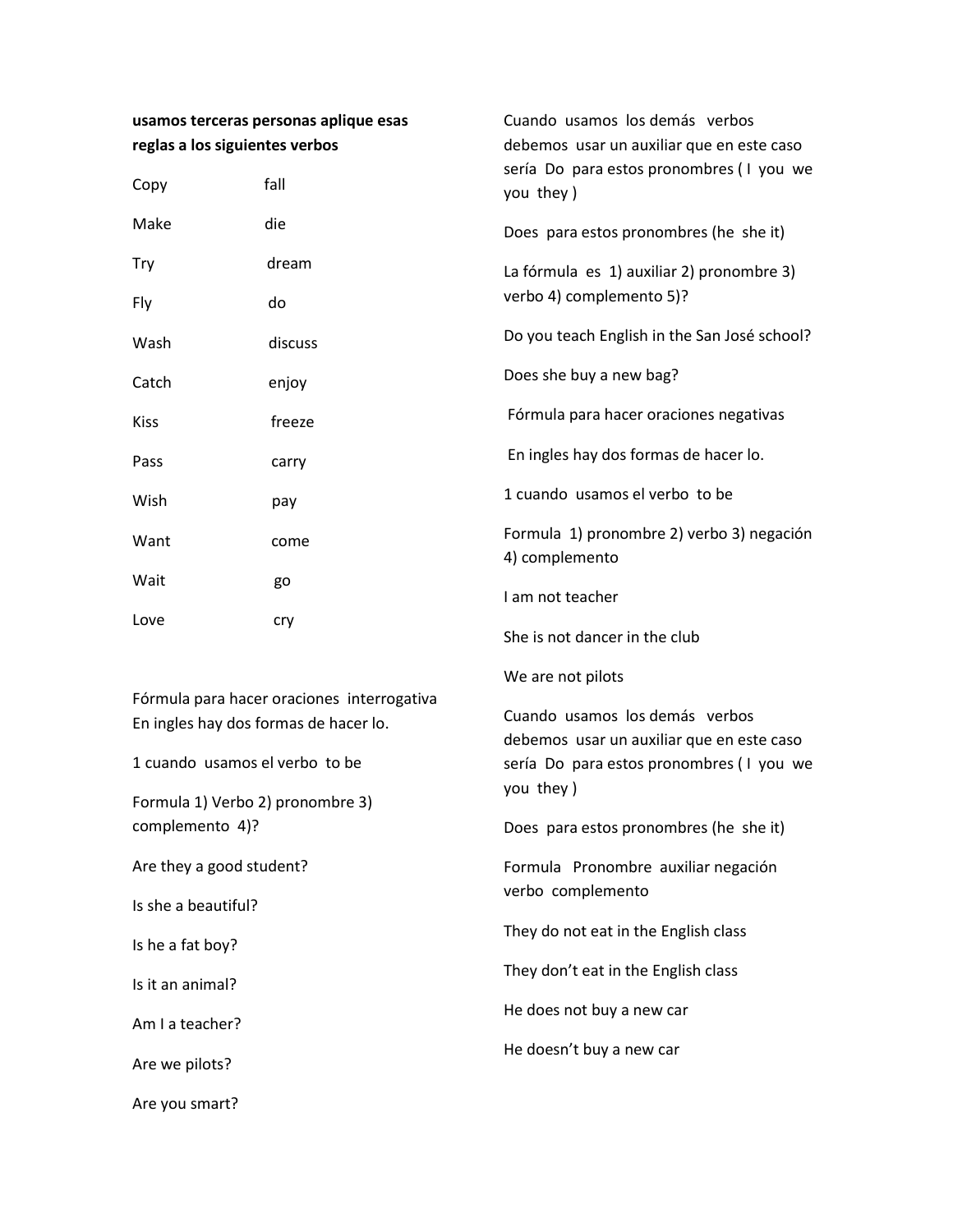**usamos terceras personas aplique esas reglas a los siguientes verbos**

| | |
|---|---|
| Copy | fall |
| Make | die |
| Try | dream |
| Fly | do |
| Wash | discuss |
| Catch | enjoy |
| Kiss | freeze |
| Pass | carry |
| Wish | pay |
| Want | come |
| Wait | go |
| Love | cry |

Fórmula para hacer oraciones interrogativa En ingles hay dos formas de hacer lo.

1 cuando usamos el verbo to be

Formula 1) Verbo 2) pronombre 3) complemento 4)?

Are they a good student?

Is she a beautiful?

Is he a fat boy?

Is it an animal?

Am I a teacher?

Are we pilots?

Are you smart?

Cuando usamos los demás verbos debemos usar un auxiliar que en este caso sería Do para estos pronombres ( I you we you they )

Does para estos pronombres (he she it)

La fórmula es 1) auxiliar 2) pronombre 3) verbo 4) complemento 5)?

Do you teach English in the San José school?

Does she buy a new bag?

Fórmula para hacer oraciones negativas

En ingles hay dos formas de hacer lo.

1 cuando usamos el verbo to be

Formula 1) pronombre 2) verbo 3) negación 4) complemento

I am not teacher

She is not dancer in the club

We are not pilots

Cuando usamos los demás verbos debemos usar un auxiliar que en este caso sería Do para estos pronombres ( I you we you they )

Does para estos pronombres (he she it)

Formula Pronombre auxiliar negación verbo complemento

They do not eat in the English class

They don't eat in the English class

He does not buy a new car

He doesn't buy a new car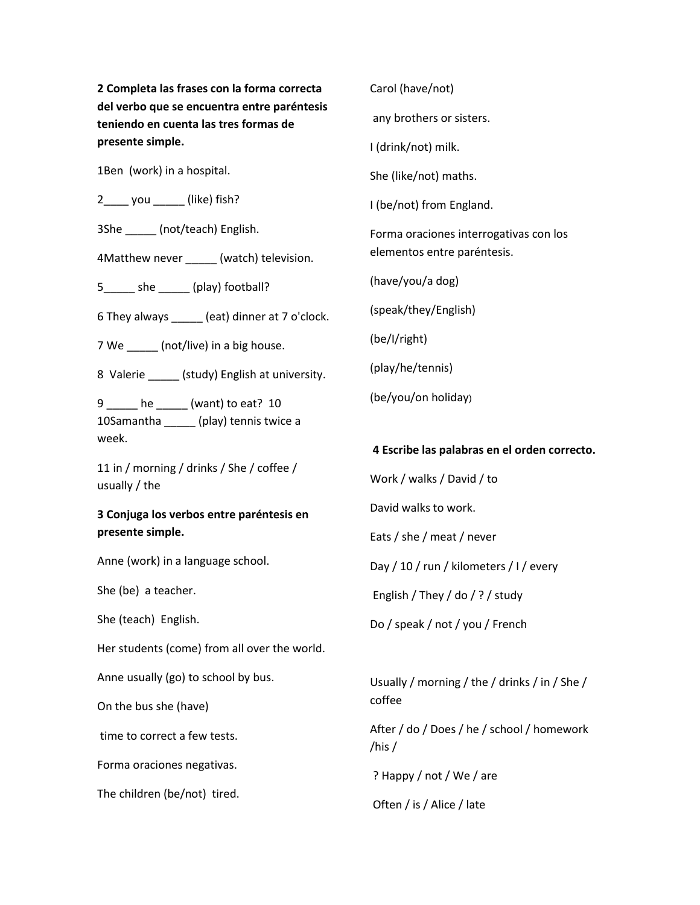**2 Completa las frases con la forma correcta del verbo que se encuentra entre paréntesis teniendo en cuenta las tres formas de presente simple.**

1Ben  (work) in a hospital.

2____ you _____ (like) fish?

3She _____ (not/teach) English.

4Matthew never _____ (watch) television.

5_____ she _____ (play) football?

6 They always _____ (eat) dinner at 7 o'clock.

7 We _____ (not/live) in a big house.

8  Valerie _____ (study) English at university.

9 _____ he _____ (want) to eat?  10
10Samantha _____ (play) tennis twice a week.

11 in / morning / drinks / She / coffee / usually / the

**3 Conjuga los verbos entre paréntesis en presente simple.**

Anne (work) in a language school.

She (be)  a teacher.

She (teach)  English.

Her students (come) from all over the world.

Anne usually (go) to school by bus.

On the bus she (have)

time to correct a few tests.

Forma oraciones negativas.

The children (be/not)  tired.

Carol (have/not)

any brothers or sisters.

I (drink/not) milk.

She (like/not) maths.

I (be/not) from England.

Forma oraciones interrogativas con los elementos entre paréntesis.

(have/you/a dog)

(speak/they/English)

(be/I/right)

(play/he/tennis)

(be/you/on holiday)

**4 Escribe las palabras en el orden correcto.**

Work / walks / David / to

David walks to work.

Eats / she / meat / never

Day / 10 / run / kilometers / I / every

English / They / do / ? / study

Do / speak / not / you / French

Usually / morning / the / drinks / in / She / coffee

After / do / Does / he / school / homework /his /

? Happy / not / We / are

Often / is / Alice / late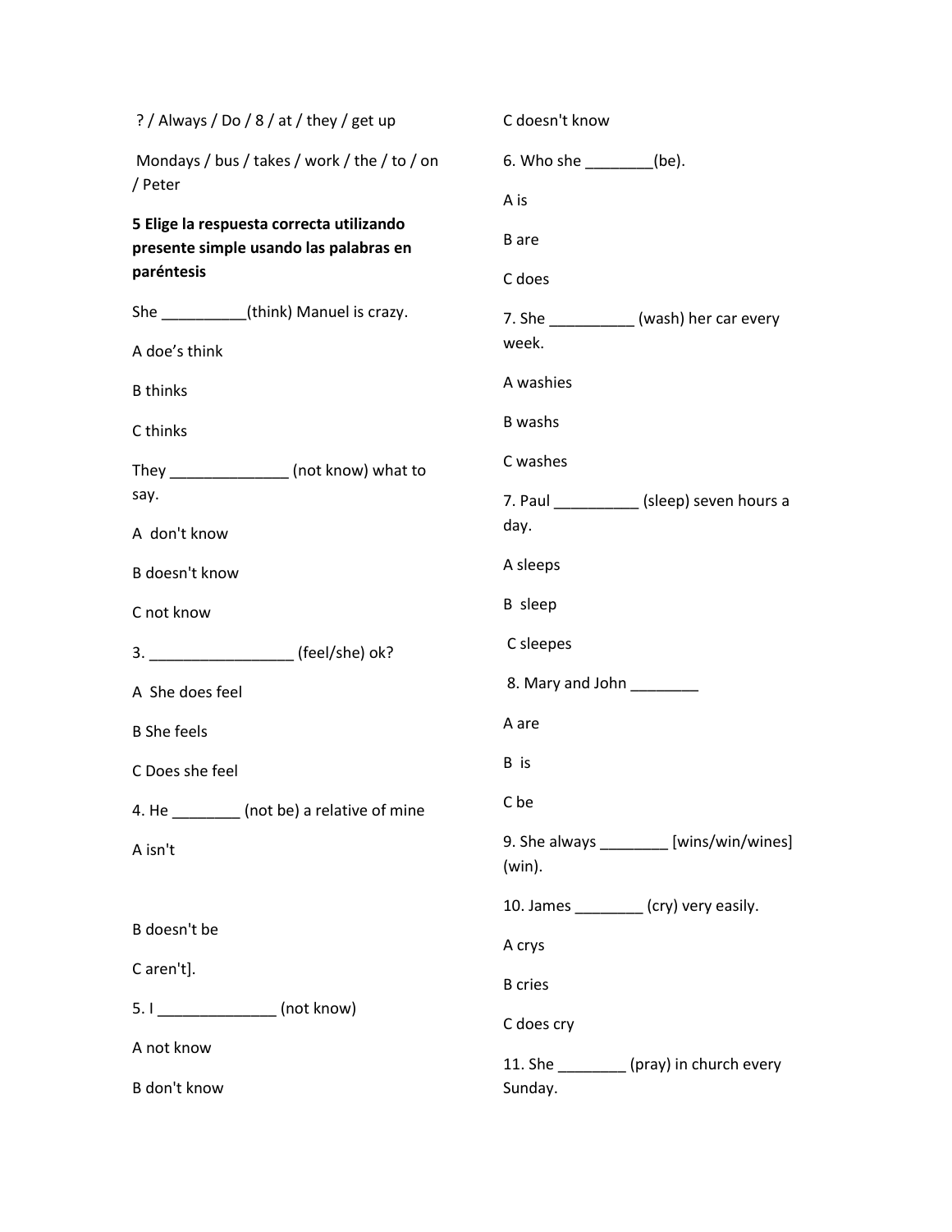? / Always / Do / 8 / at / they / get up

Mondays / bus / takes / work / the / to / on / Peter

**5 Elige la respuesta correcta utilizando presente simple usando las palabras en paréntesis**

She __________(think) Manuel is crazy.

A doe’s think

B thinks

C thinks

They ______________ (not know) what to say.

A don't know

B doesn't know

C not know

3. _________________ (feel/she) ok?

A She does feel

B She feels

C Does she feel

4. He ________ (not be) a relative of mine

A isn't

B doesn't be

C aren't].

5. I ______________ (not know)

A not know

B don't know

C doesn't know

6. Who she ________(be).

A is

B are

C does

7. She __________ (wash) her car every week.

A washies

B washs

C washes

7. Paul __________ (sleep) seven hours a day.

A sleeps

B sleep

C sleepes

8. Mary and John ________

A are

B is

C be

9. She always ________ [wins/win/wines] (win).

10. James ________ (cry) very easily.

A crys

B cries

C does cry

11. She ________ (pray) in church every Sunday.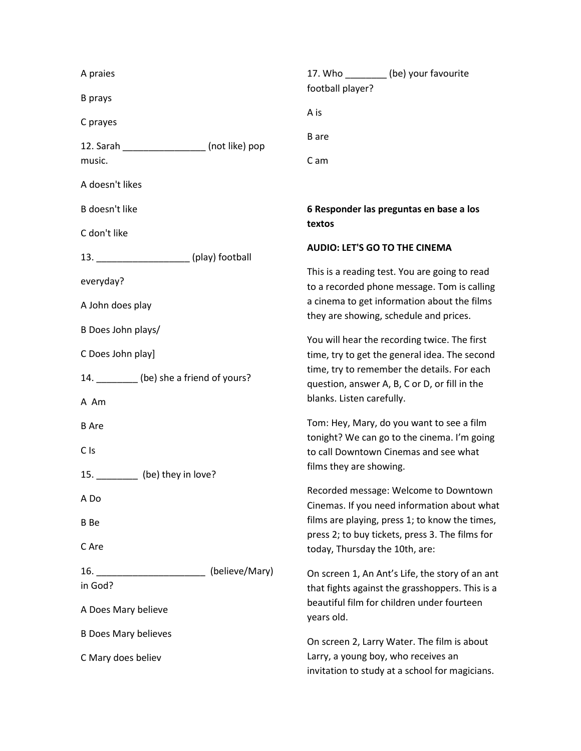A praies

B prays

C prayes

12. Sarah ________________ (not like) pop music.

A doesn't likes

B doesn't like

C don't like

13. __________________ (play) football

everyday?

A John does play

B Does John plays/

C Does John play]

14. ________ (be) she a friend of yours?

A Am

B Are

C Is

15. ________ (be) they in love?

A Do

B Be

C Are

16. ______________________ (believe/Mary) in God?

A Does Mary believe

B Does Mary believes

C Mary does believ

17. Who ________ (be) your favourite football player?

A is

B are

C am

**6 Responder las preguntas en base a los textos**

**AUDIO: LET'S GO TO THE CINEMA**

This is a reading test. You are going to read to a recorded phone message. Tom is calling a cinema to get information about the films they are showing, schedule and prices.

You will hear the recording twice. The first time, try to get the general idea. The second time, try to remember the details. For each question, answer A, B, C or D, or fill in the blanks. Listen carefully.

Tom: Hey, Mary, do you want to see a film tonight? We can go to the cinema. I'm going to call Downtown Cinemas and see what films they are showing.

Recorded message: Welcome to Downtown Cinemas. If you need information about what films are playing, press 1; to know the times, press 2; to buy tickets, press 3. The films for today, Thursday the 10th, are:

On screen 1, An Ant's Life, the story of an ant that fights against the grasshoppers. This is a beautiful film for children under fourteen years old.

On screen 2, Larry Water. The film is about Larry, a young boy, who receives an invitation to study at a school for magicians.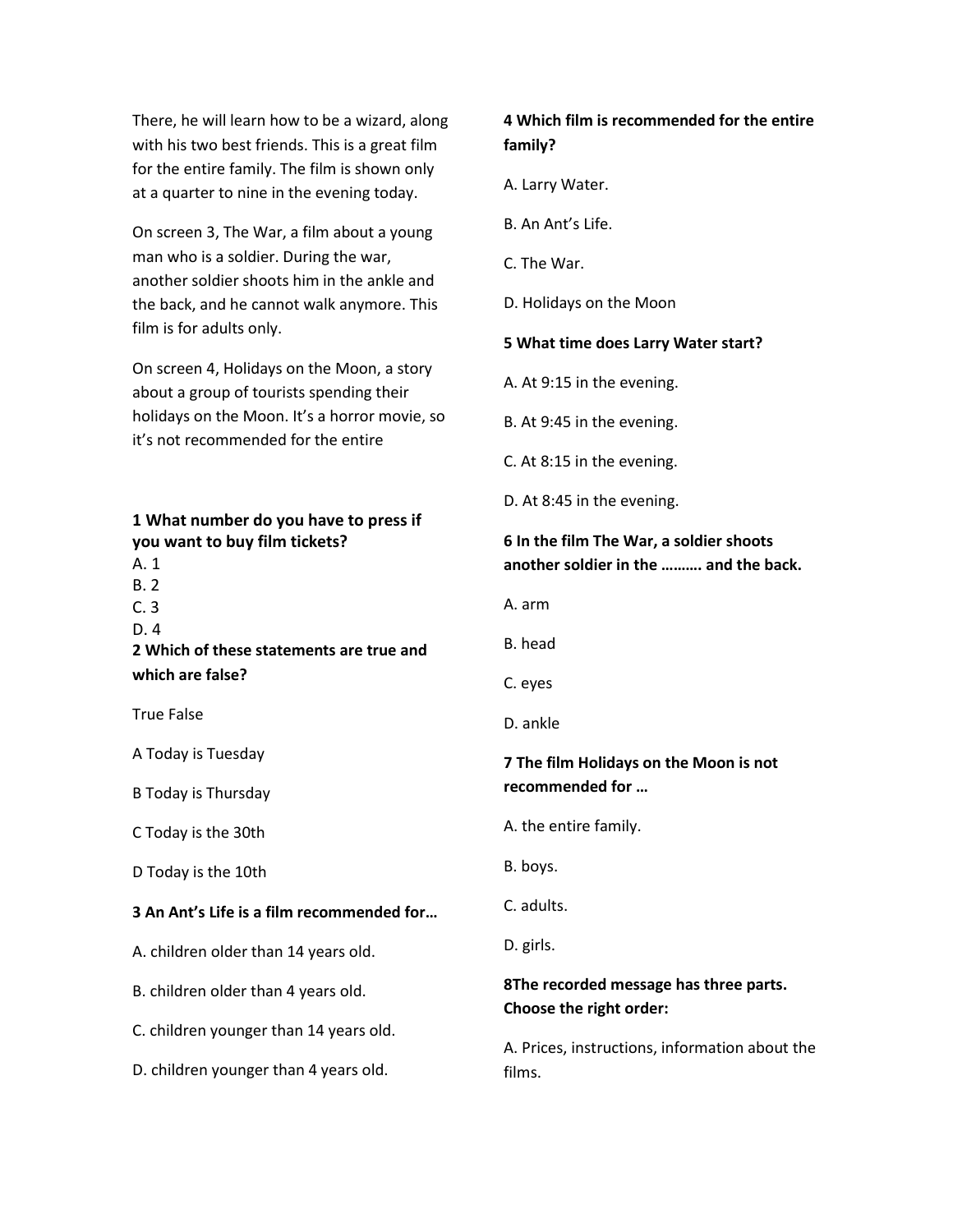There, he will learn how to be a wizard, along with his two best friends. This is a great film for the entire family. The film is shown only at a quarter to nine in the evening today.

On screen 3, The War, a film about a young man who is a soldier. During the war, another soldier shoots him in the ankle and the back, and he cannot walk anymore. This film is for adults only.

On screen 4, Holidays on the Moon, a story about a group of tourists spending their holidays on the Moon. It's a horror movie, so it's not recommended for the entire

**1 What number do you have to press if you want to buy film tickets?**

A. 1

B. 2

C. 3

D. 4

**2 Which of these statements are true and which are false?**

True False

A Today is Tuesday

B Today is Thursday

C Today is the 30th

D Today is the 10th

**3 An Ant's Life is a film recommended for…**

A. children older than 14 years old.

B. children older than 4 years old.

C. children younger than 14 years old.

D. children younger than 4 years old.

**4 Which film is recommended for the entire family?**

A. Larry Water.

B. An Ant's Life.

C. The War.

D. Holidays on the Moon

**5 What time does Larry Water start?**

A. At 9:15 in the evening.

B. At 9:45 in the evening.

C. At 8:15 in the evening.

D. At 8:45 in the evening.

**6 In the film The War, a soldier shoots another soldier in the ………. and the back.**

A. arm

B. head

C. eyes

D. ankle

**7 The film Holidays on the Moon is not recommended for …**

A. the entire family.

B. boys.

C. adults.

D. girls.

**8The recorded message has three parts. Choose the right order:**

A. Prices, instructions, information about the films.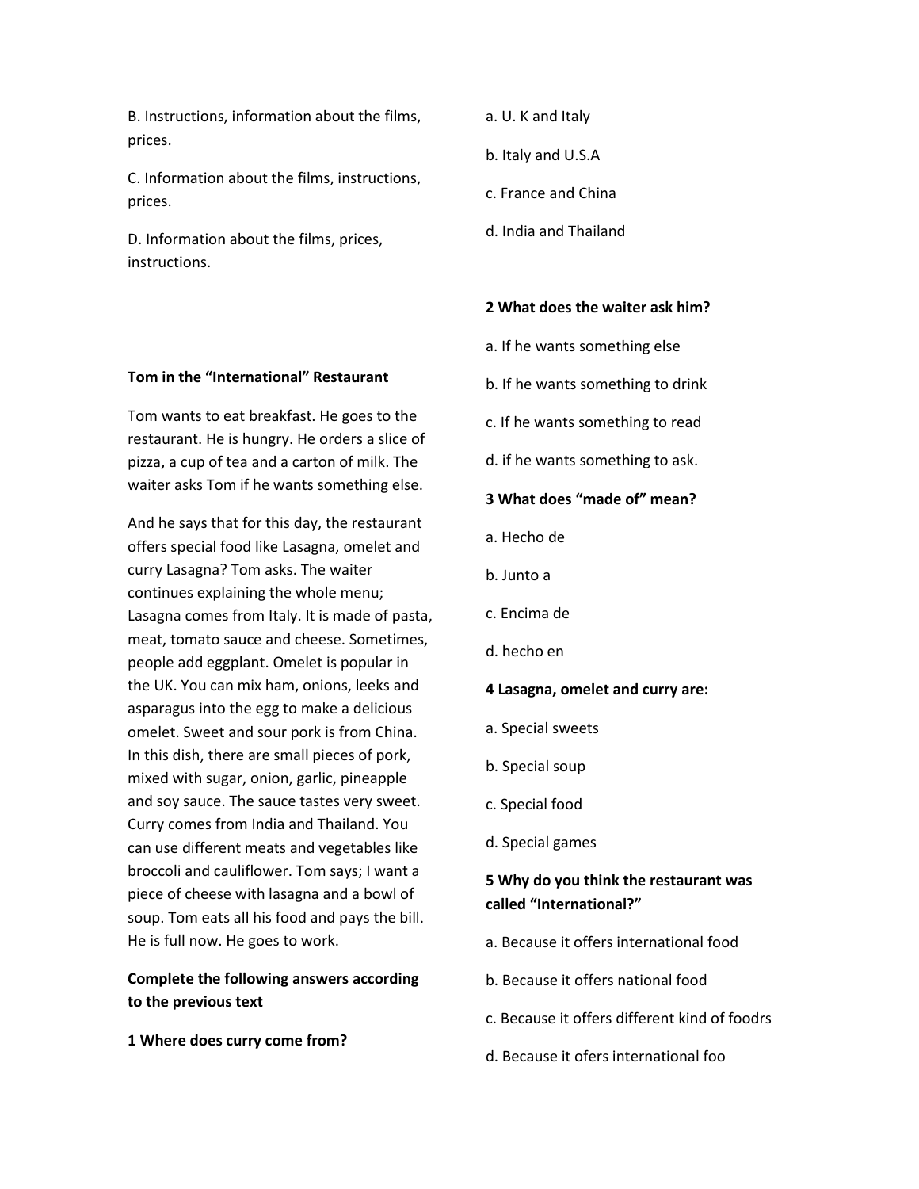B. Instructions, information about the films, prices.

C. Information about the films, instructions, prices.

D. Information about the films, prices, instructions.

**Tom in the "International" Restaurant**

Tom wants to eat breakfast. He goes to the restaurant. He is hungry. He orders a slice of pizza, a cup of tea and a carton of milk. The waiter asks Tom if he wants something else.

And he says that for this day, the restaurant offers special food like Lasagna, omelet and curry Lasagna? Tom asks. The waiter continues explaining the whole menu; Lasagna comes from Italy. It is made of pasta, meat, tomato sauce and cheese. Sometimes, people add eggplant. Omelet is popular in the UK. You can mix ham, onions, leeks and asparagus into the egg to make a delicious omelet. Sweet and sour pork is from China. In this dish, there are small pieces of pork, mixed with sugar, onion, garlic, pineapple and soy sauce. The sauce tastes very sweet. Curry comes from India and Thailand. You can use different meats and vegetables like broccoli and cauliflower. Tom says; I want a piece of cheese with lasagna and a bowl of soup. Tom eats all his food and pays the bill. He is full now. He goes to work.

**Complete the following answers according to the previous text**

**1 Where does curry come from?**

a. U. K and Italy

b. Italy and U.S.A

c. France and China

d. India and Thailand

**2 What does the waiter ask him?**

a. If he wants something else

b. If he wants something to drink

c. If he wants something to read

d. if he wants something to ask.

**3 What does "made of" mean?**

a. Hecho de

b. Junto a

c. Encima de

d. hecho en

**4 Lasagna, omelet and curry are:**

a. Special sweets

b. Special soup

c. Special food

d. Special games

**5 Why do you think the restaurant was called "International?"**

a. Because it offers international food

b. Because it offers national food

c. Because it offers different kind of foodrs

d. Because it ofers international foo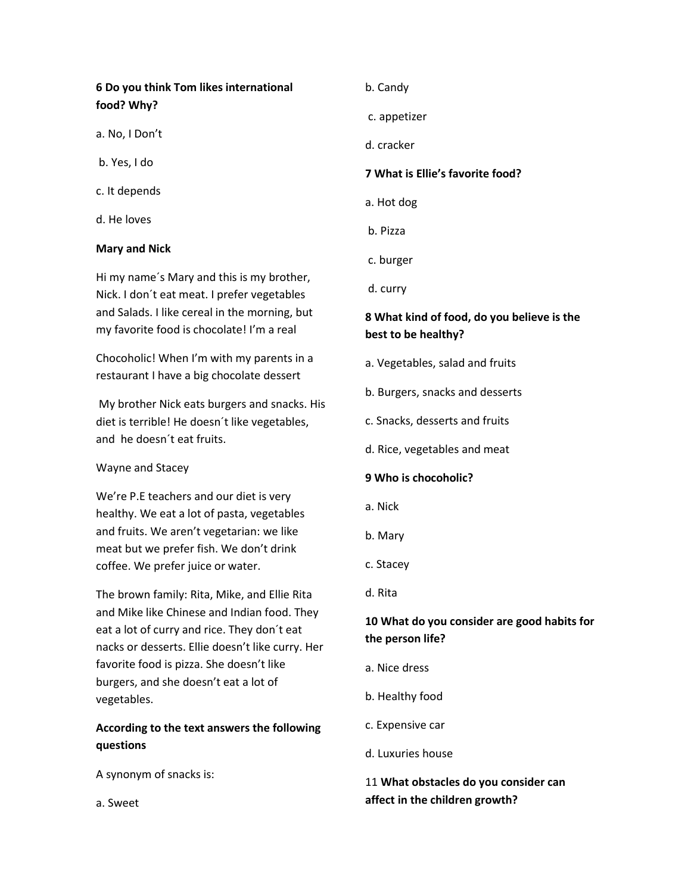**6 Do you think Tom likes international food? Why?**

a. No, I Don't

b. Yes, I do

c. It depends

d. He loves

**Mary and Nick**

Hi my name´s Mary and this is my brother, Nick. I don´t eat meat. I prefer vegetables and Salads. I like cereal in the morning, but my favorite food is chocolate! I'm a real

Chocoholic! When I'm with my parents in a restaurant I have a big chocolate dessert

My brother Nick eats burgers and snacks. His diet is terrible! He doesn´t like vegetables, and he doesn´t eat fruits.

Wayne and Stacey

We're P.E teachers and our diet is very healthy. We eat a lot of pasta, vegetables and fruits. We aren't vegetarian: we like meat but we prefer fish. We don't drink coffee. We prefer juice or water.

The brown family: Rita, Mike, and Ellie Rita and Mike like Chinese and Indian food. They eat a lot of curry and rice. They don´t eat nacks or desserts. Ellie doesn't like curry. Her favorite food is pizza. She doesn't like burgers, and she doesn't eat a lot of vegetables.

**According to the text answers the following questions**

A synonym of snacks is:

a. Sweet

b. Candy

c. appetizer

d. cracker

**7 What is Ellie's favorite food?**

a. Hot dog

b. Pizza

c. burger

d. curry

**8 What kind of food, do you believe is the best to be healthy?**

a. Vegetables, salad and fruits

b. Burgers, snacks and desserts

c. Snacks, desserts and fruits

d. Rice, vegetables and meat

**9 Who is chocoholic?**

a. Nick

b. Mary

c. Stacey

d. Rita

**10 What do you consider are good habits for the person life?**

a. Nice dress

b. Healthy food

c. Expensive car

d. Luxuries house

11 **What obstacles do you consider can affect in the children growth?**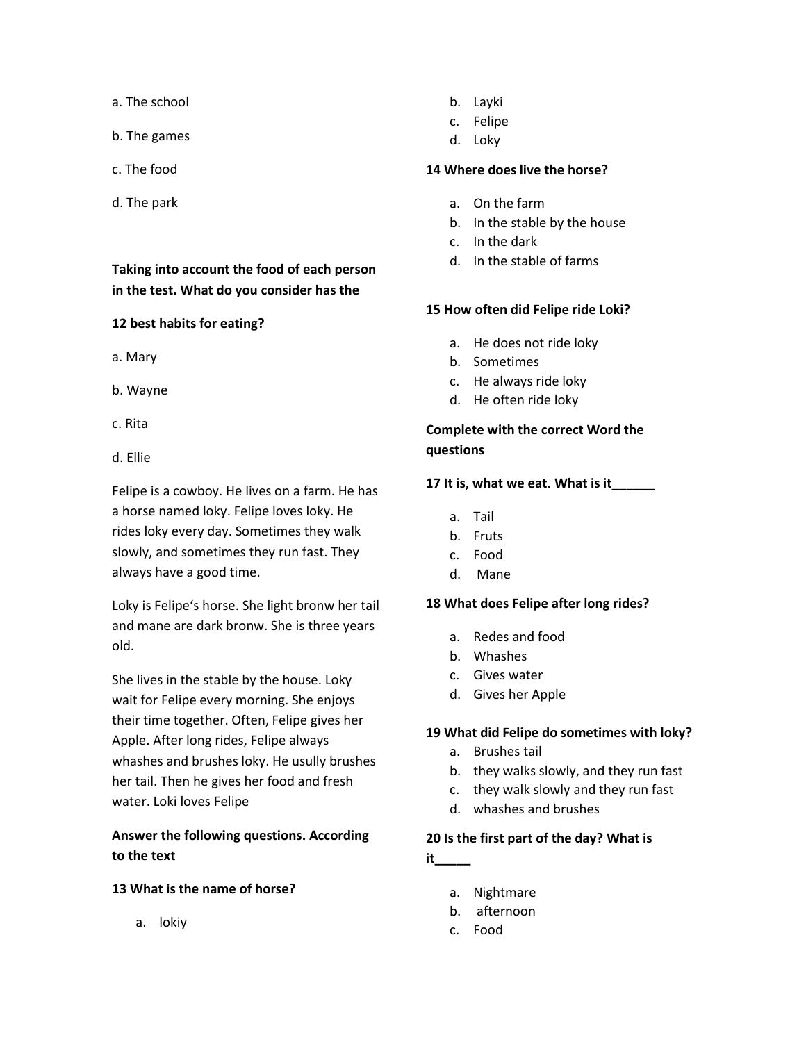a. The school

b. The games

c. The food

d. The park

**Taking into account the food of each person in the test. What do you consider has the**

**12 best habits for eating?**

a. Mary

b. Wayne

c. Rita

d. Ellie

Felipe is a cowboy. He lives on a farm. He has a horse named loky. Felipe loves loky. He rides loky every day. Sometimes they walk slowly, and sometimes they run fast. They always have a good time.

Loky is Felipe's horse. She light bronw her tail and mane are dark bronw. She is three years old.

She lives in the stable by the house. Loky wait for Felipe every morning. She enjoys their time together. Often, Felipe gives her Apple. After long rides, Felipe always whashes and brushes loky. He usully brushes her tail. Then he gives her food and fresh water. Loki loves Felipe

**Answer the following questions. According to the text**

**13 What is the name of horse?**

a. lokiy
b. Layki
c. Felipe
d. Loky

**14 Where does live the horse?**

a. On the farm
b. In the stable by the house
c. In the dark
d. In the stable of farms

**15 How often did Felipe ride Loki?**

a. He does not ride loky
b. Sometimes
c. He always ride loky
d. He often ride loky

**Complete with the correct Word the questions**

**17 It is, what we eat. What is it______**

a. Tail
b. Fruts
c. Food
d. Mane

**18 What does Felipe after long rides?**

a. Redes and food
b. Whashes
c. Gives water
d. Gives her Apple

**19 What did Felipe do sometimes with loky?**

a. Brushes tail
b. they walks slowly, and they run fast
c. they walk slowly and they run fast
d. whashes and brushes

**20 Is the first part of the day? What is it_____**

a. Nightmare
b. afternoon
c. Food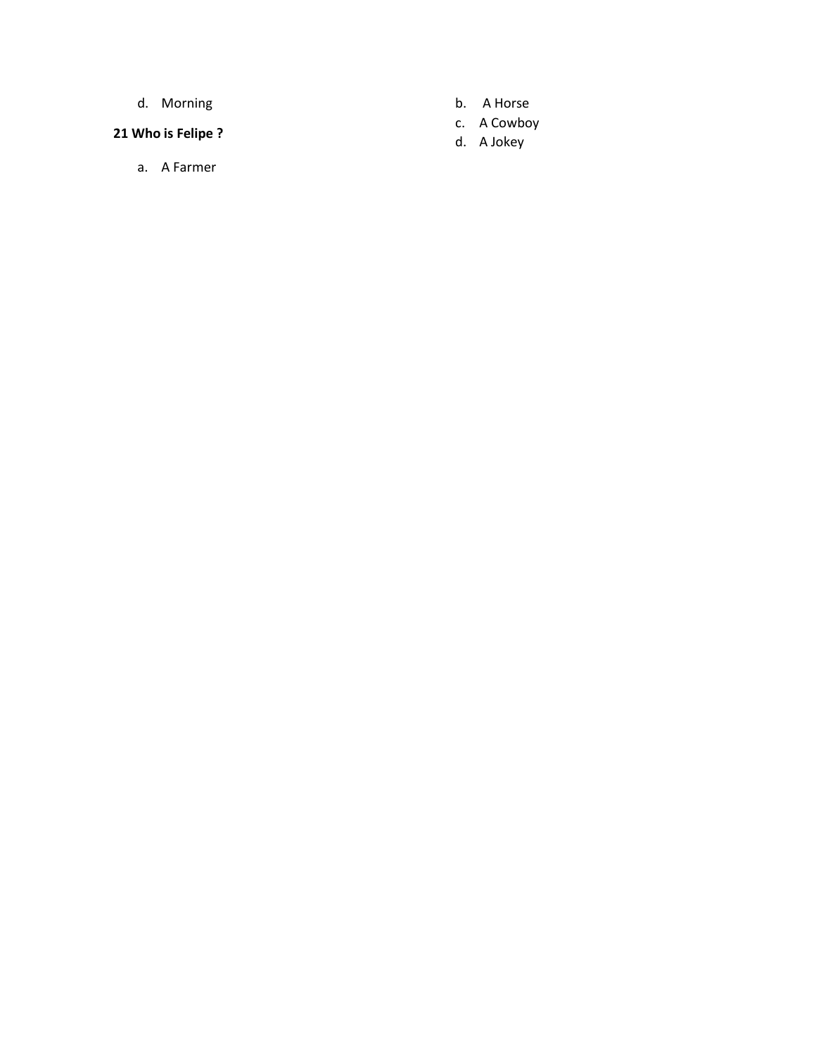d. Morning

**21 Who is Felipe ?**

a. A Farmer
b. A Horse
c. A Cowboy
d. A Jokey